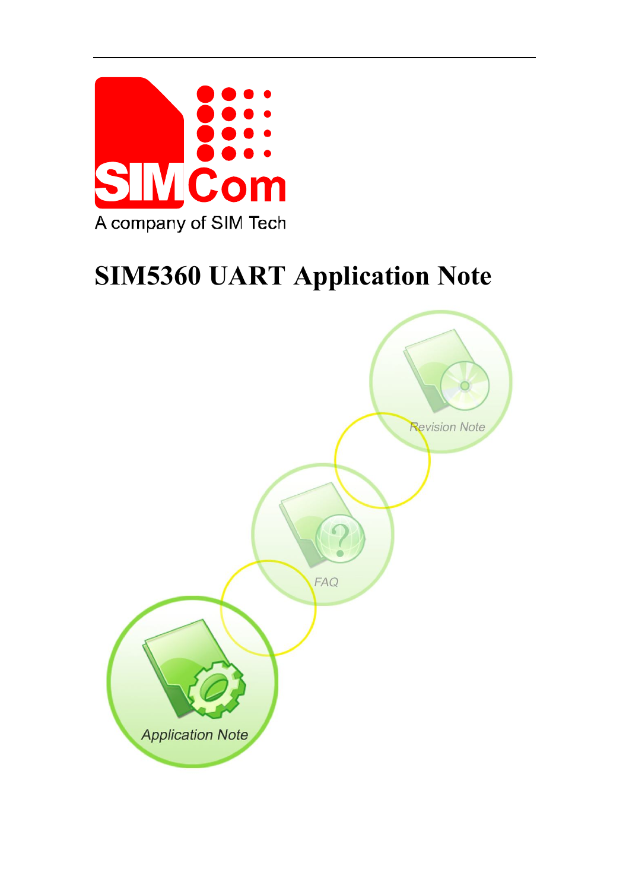SIMCom

A company of SIM Tech

# SIM5360 UART Application Note

Revision Note

FAQ

Application Note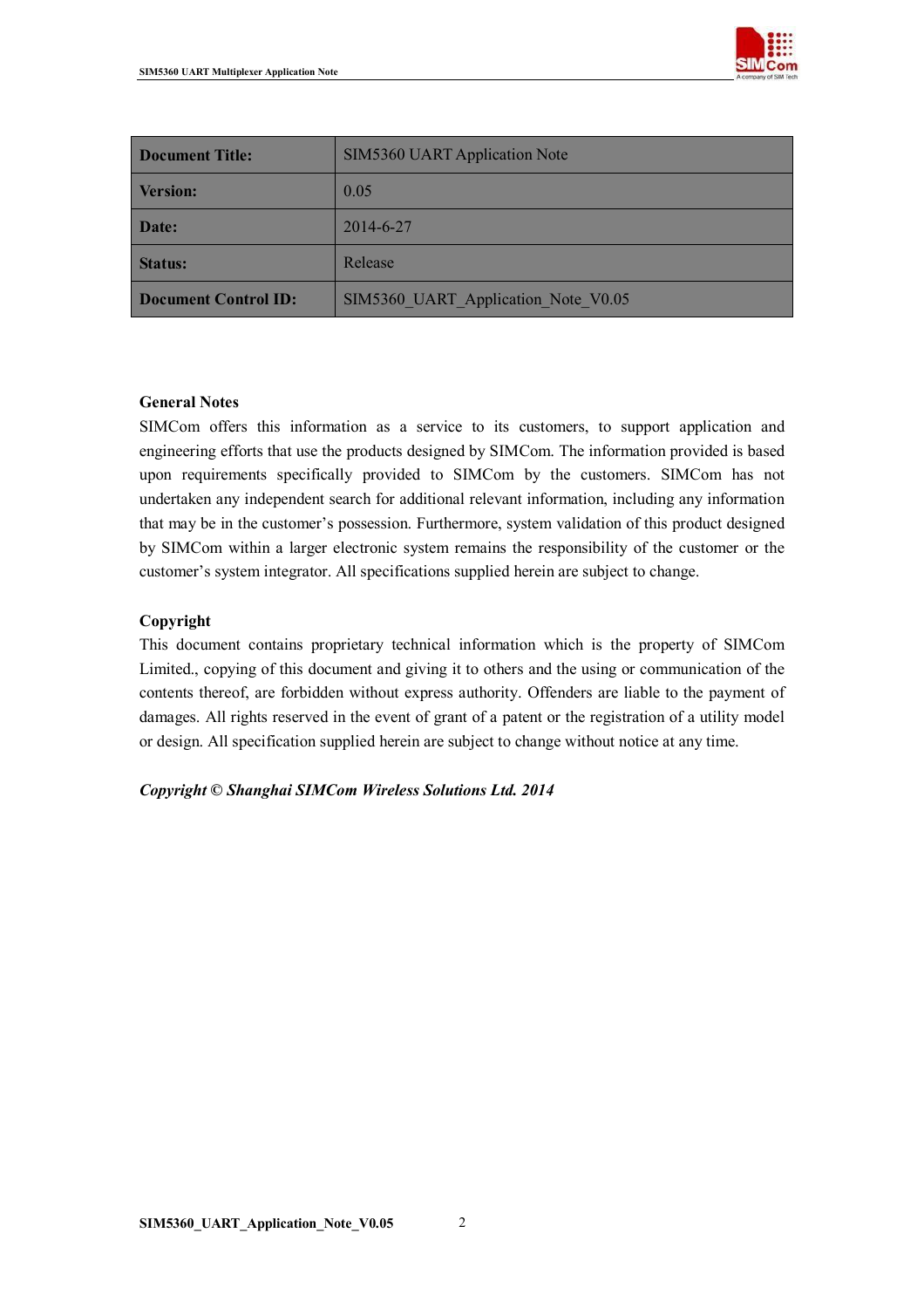| **Document Title:** | SIM5360 UART Application Note |
| --- | --- |
| **Version:** | 0.05 |
| **Date:** | 2014-6-27 |
| **Status:** | Release |
| **Document Control ID:** | SIM5360_UART_Application_Note_V0.05 |

**General Notes**

SIMCom offers this information as a service to its customers, to support application and engineering efforts that use the products designed by SIMCom. The information provided is based upon requirements specifically provided to SIMCom by the customers. SIMCom has not undertaken any independent search for additional relevant information, including any information that may be in the customer's possession. Furthermore, system validation of this product designed by SIMCom within a larger electronic system remains the responsibility of the customer or the customer's system integrator. All specifications supplied herein are subject to change.

**Copyright**

This document contains proprietary technical information which is the property of SIMCom Limited., copying of this document and giving it to others and the using or communication of the contents thereof, are forbidden without express authority. Offenders are liable to the payment of damages. All rights reserved in the event of grant of a patent or the registration of a utility model or design. All specification supplied herein are subject to change without notice at any time.

***Copyright © Shanghai SIMCom Wireless Solutions Ltd. 2014***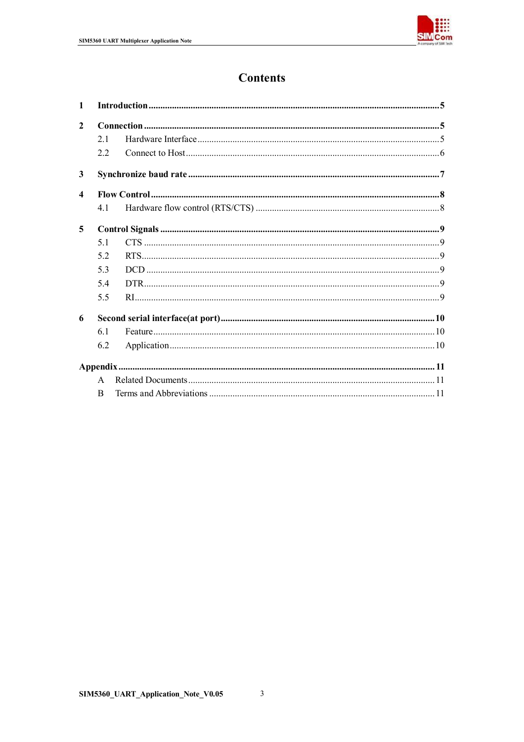# Contents

1 **Introduction** ........................................................ **5**

2 **Connection** ........................................................ **5**

- 2.1 Hardware Interface ........................................................ 5
- 2.2 Connect to Host ........................................................ 6

3 **Synchronize baud rate** ........................................................ **7**

4 **Flow Control** ........................................................ **8**

- 4.1 Hardware flow control (RTS/CTS) ........................................................ 8

5 **Control Signals** ........................................................ **9**

- 5.1 CTS ........................................................ 9
- 5.2 RTS ........................................................ 9
- 5.3 DCD ........................................................ 9
- 5.4 DTR ........................................................ 9
- 5.5 RI ........................................................ 9

6 **Second serial interface(at port)** ........................................................ **10**

- 6.1 Feature ........................................................ 10
- 6.2 Application ........................................................ 10

**Appendix** ........................................................ **11**

- A Related Documents ........................................................ 11
- B Terms and Abbreviations ........................................................ 11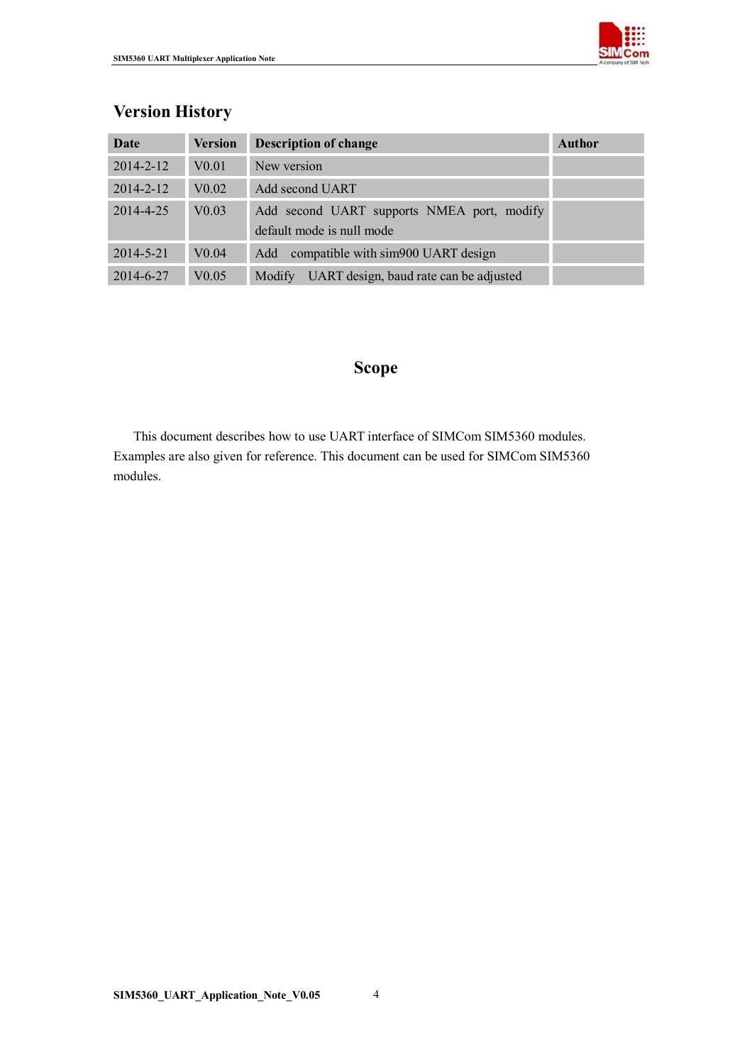## Version History

| Date | Version | Description of change | Author |
| --- | --- | --- | --- |
| 2014-2-12 | V0.01 | New version | |
| 2014-2-12 | V0.02 | Add second UART | |
| 2014-4-25 | V0.03 | Add second UART supports NMEA port, modify default mode is null mode | |
| 2014-5-21 | V0.04 | Add compatible with sim900 UART design | |
| 2014-6-27 | V0.05 | Modify UART design, baud rate can be adjusted | |

## Scope

This document describes how to use UART interface of SIMCom SIM5360 modules. Examples are also given for reference. This document can be used for SIMCom SIM5360 modules.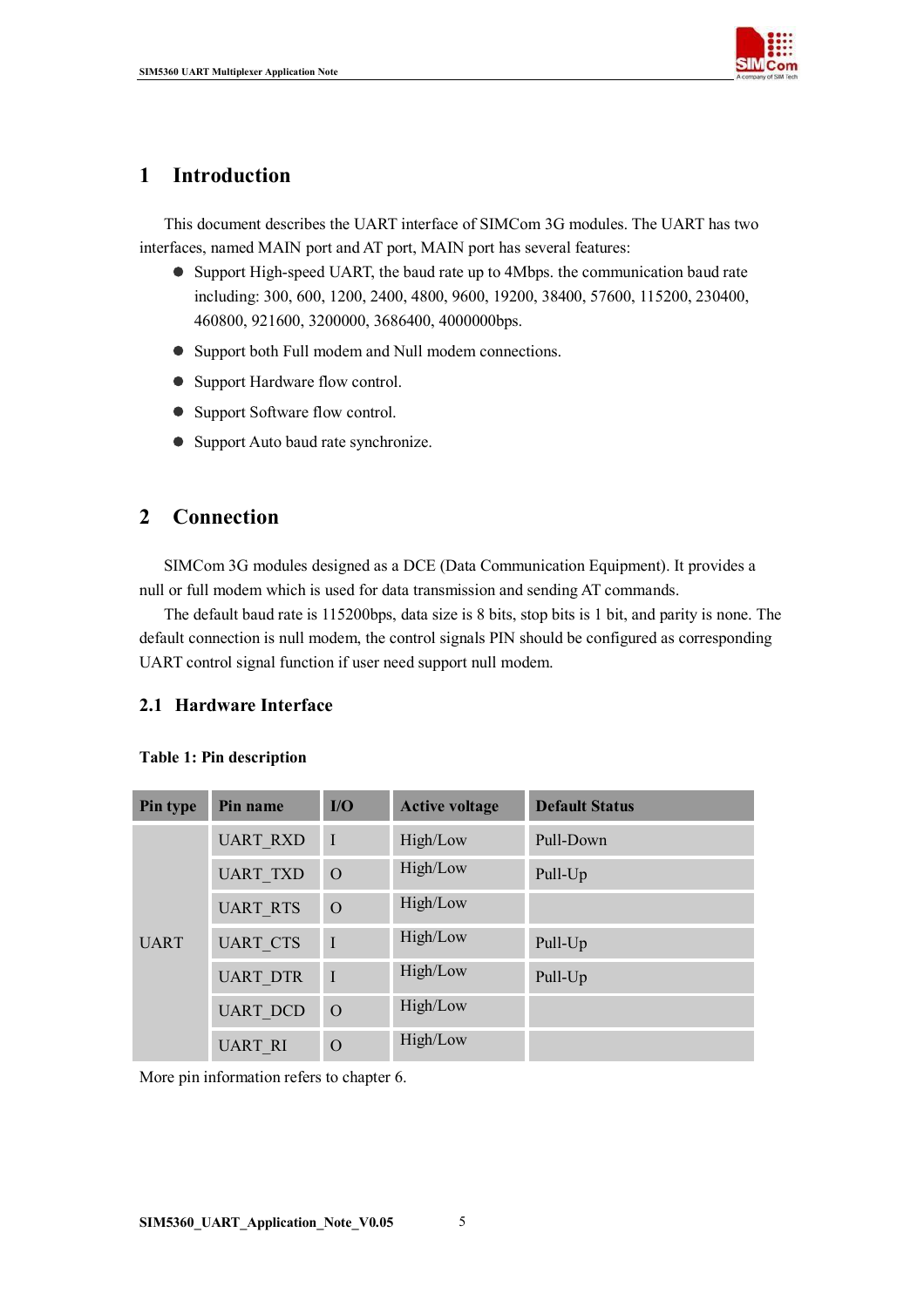# 1 Introduction

This document describes the UART interface of SIMCom 3G modules. The UART has two interfaces, named MAIN port and AT port, MAIN port has several features:

- Support High-speed UART, the baud rate up to 4Mbps. the communication baud rate including: 300, 600, 1200, 2400, 4800, 9600, 19200, 38400, 57600, 115200, 230400, 460800, 921600, 3200000, 3686400, 4000000bps.
- Support both Full modem and Null modem connections.
- Support Hardware flow control.
- Support Software flow control.
- Support Auto baud rate synchronize.

# 2 Connection

SIMCom 3G modules designed as a DCE (Data Communication Equipment). It provides a null or full modem which is used for data transmission and sending AT commands.

The default baud rate is 115200bps, data size is 8 bits, stop bits is 1 bit, and parity is none. The default connection is null modem, the control signals PIN should be configured as corresponding UART control signal function if user need support null modem.

## 2.1 Hardware Interface

**Table 1: Pin description**

| Pin type | Pin name | I/O | Active voltage | Default Status |
|---|---|---|---|---|
| UART | UART_RXD | I | High/Low | Pull-Down |
| | UART_TXD | O | High/Low | Pull-Up |
| | UART_RTS | O | High/Low | |
| | UART_CTS | I | High/Low | Pull-Up |
| | UART_DTR | I | High/Low | Pull-Up |
| | UART_DCD | O | High/Low | |
| | UART_RI | O | High/Low | |

More pin information refers to chapter 6.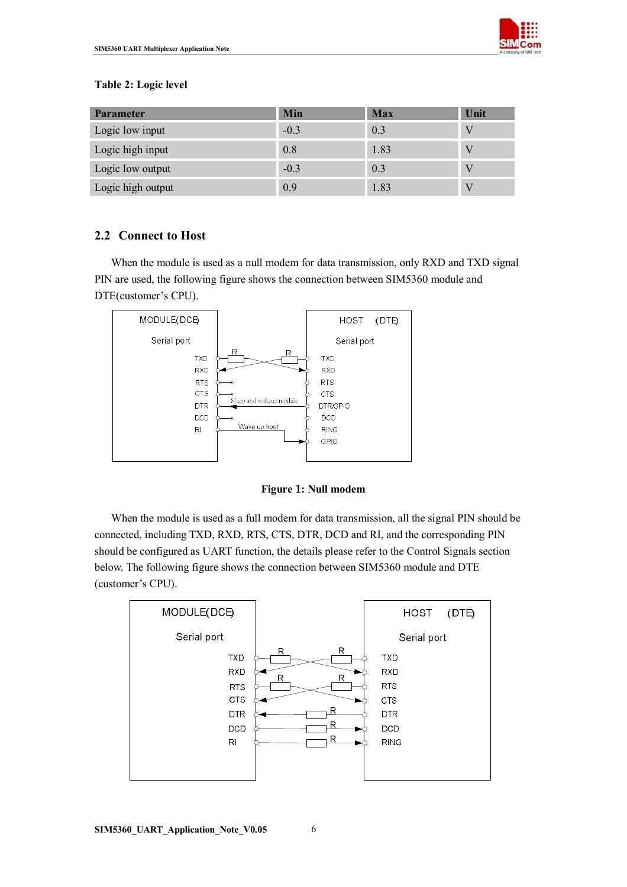**Table 2: Logic level**

| Parameter | Min | Max | Unit |
|---|---|---|---|
| Logic low input | -0.3 | 0.3 | V |
| Logic high input | 0.8 | 1.83 | V |
| Logic low output | -0.3 | 0.3 | V |
| Logic high output | 0.9 | 1.83 | V |

## 2.2 Connect to Host

When the module is used as a null modem for data transmission, only RXD and TXD signal PIN are used, the following figure shows the connection between SIM5360 module and DTE(customer's CPU).

**Figure 1: Null modem**

When the module is used as a full modem for data transmission, all the signal PIN should be connected, including TXD, RXD, RTS, CTS, DTR, DCD and RI, and the corresponding PIN should be configured as UART function, the details please refer to the Control Signals section below. The following figure shows the connection between SIM5360 module and DTE (customer's CPU).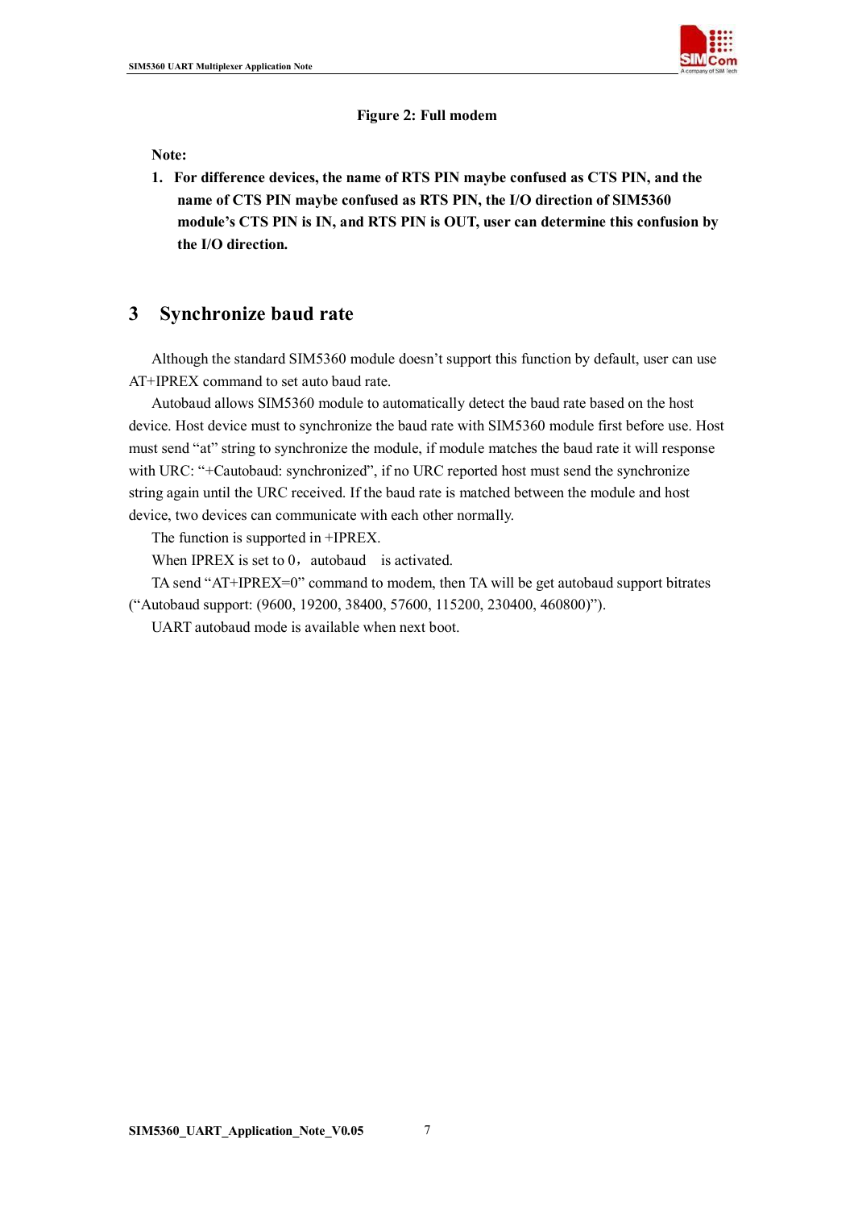**Figure 2: Full modem**

**Note:**

1. **For difference devices, the name of RTS PIN maybe confused as CTS PIN, and the name of CTS PIN maybe confused as RTS PIN, the I/O direction of SIM5360 module's CTS PIN is IN, and RTS PIN is OUT, user can determine this confusion by the I/O direction.**

# 3 Synchronize baud rate

Although the standard SIM5360 module doesn't support this function by default, user can use AT+IPREX command to set auto baud rate.

Autobaud allows SIM5360 module to automatically detect the baud rate based on the host device. Host device must to synchronize the baud rate with SIM5360 module first before use. Host must send "at" string to synchronize the module, if module matches the baud rate it will response with URC: "+Cautobaud: synchronized", if no URC reported host must send the synchronize string again until the URC received. If the baud rate is matched between the module and host device, two devices can communicate with each other normally.

The function is supported in +IPREX.

When IPREX is set to 0，autobaud is activated.

TA send "AT+IPREX=0" command to modem, then TA will be get autobaud support bitrates ("Autobaud support: (9600, 19200, 38400, 57600, 115200, 230400, 460800)").

UART autobaud mode is available when next boot.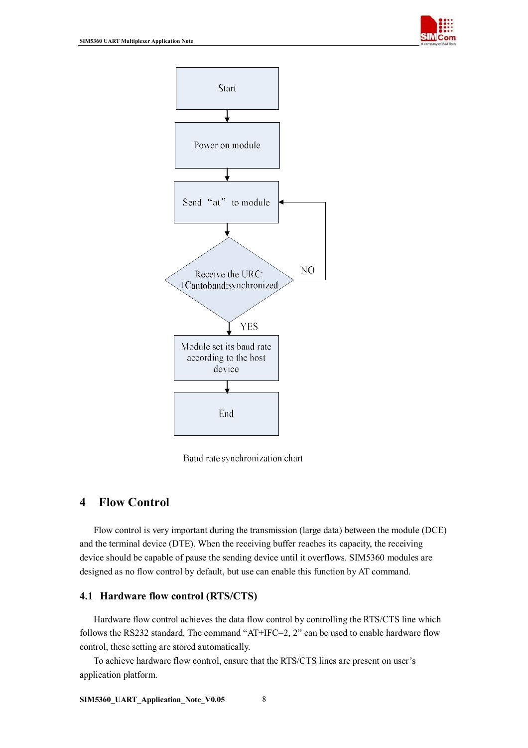Start

Power on module

Send "at" to module

Receive the URC: +Cautobaud:synchronized

NO

YES

Module set its baud rate according to the host device

End

Baud rate synchronization chart

# 4 Flow Control

Flow control is very important during the transmission (large data) between the module (DCE) and the terminal device (DTE). When the receiving buffer reaches its capacity, the receiving device should be capable of pause the sending device until it overflows. SIM5360 modules are designed as no flow control by default, but use can enable this function by AT command.

## 4.1 Hardware flow control (RTS/CTS)

Hardware flow control achieves the data flow control by controlling the RTS/CTS line which follows the RS232 standard. The command "AT+IFC=2, 2" can be used to enable hardware flow control, these setting are stored automatically.

To achieve hardware flow control, ensure that the RTS/CTS lines are present on user's application platform.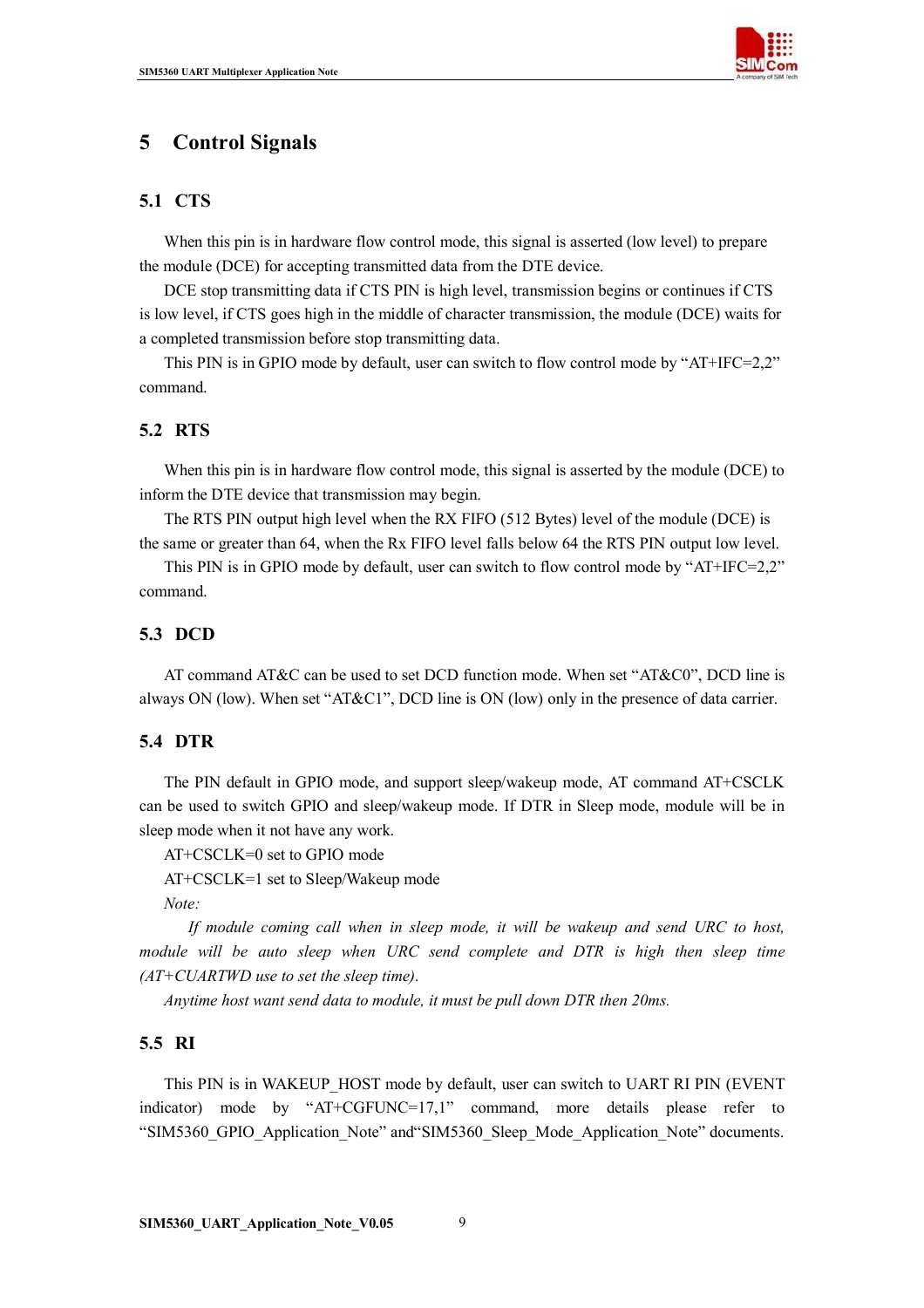# 5 Control Signals

## 5.1 CTS

When this pin is in hardware flow control mode, this signal is asserted (low level) to prepare the module (DCE) for accepting transmitted data from the DTE device.

DCE stop transmitting data if CTS PIN is high level, transmission begins or continues if CTS is low level, if CTS goes high in the middle of character transmission, the module (DCE) waits for a completed transmission before stop transmitting data.

This PIN is in GPIO mode by default, user can switch to flow control mode by "AT+IFC=2,2" command.

## 5.2 RTS

When this pin is in hardware flow control mode, this signal is asserted by the module (DCE) to inform the DTE device that transmission may begin.

The RTS PIN output high level when the RX FIFO (512 Bytes) level of the module (DCE) is the same or greater than 64, when the Rx FIFO level falls below 64 the RTS PIN output low level.

This PIN is in GPIO mode by default, user can switch to flow control mode by "AT+IFC=2,2" command.

## 5.3 DCD

AT command AT&C can be used to set DCD function mode. When set "AT&C0", DCD line is always ON (low). When set "AT&C1", DCD line is ON (low) only in the presence of data carrier.

## 5.4 DTR

The PIN default in GPIO mode, and support sleep/wakeup mode, AT command AT+CSCLK can be used to switch GPIO and sleep/wakeup mode. If DTR in Sleep mode, module will be in sleep mode when it not have any work.

AT+CSCLK=0 set to GPIO mode

AT+CSCLK=1 set to Sleep/Wakeup mode

*Note:*

*If module coming call when in sleep mode, it will be wakeup and send URC to host, module will be auto sleep when URC send complete and DTR is high then sleep time (AT+CUARTWD use to set the sleep time).*

*Anytime host want send data to module, it must be pull down DTR then 20ms.*

## 5.5 RI

This PIN is in WAKEUP_HOST mode by default, user can switch to UART RI PIN (EVENT indicator) mode by "AT+CGFUNC=17,1" command, more details please refer to "SIM5360_GPIO_Application_Note" and"SIM5360_Sleep_Mode_Application_Note" documents.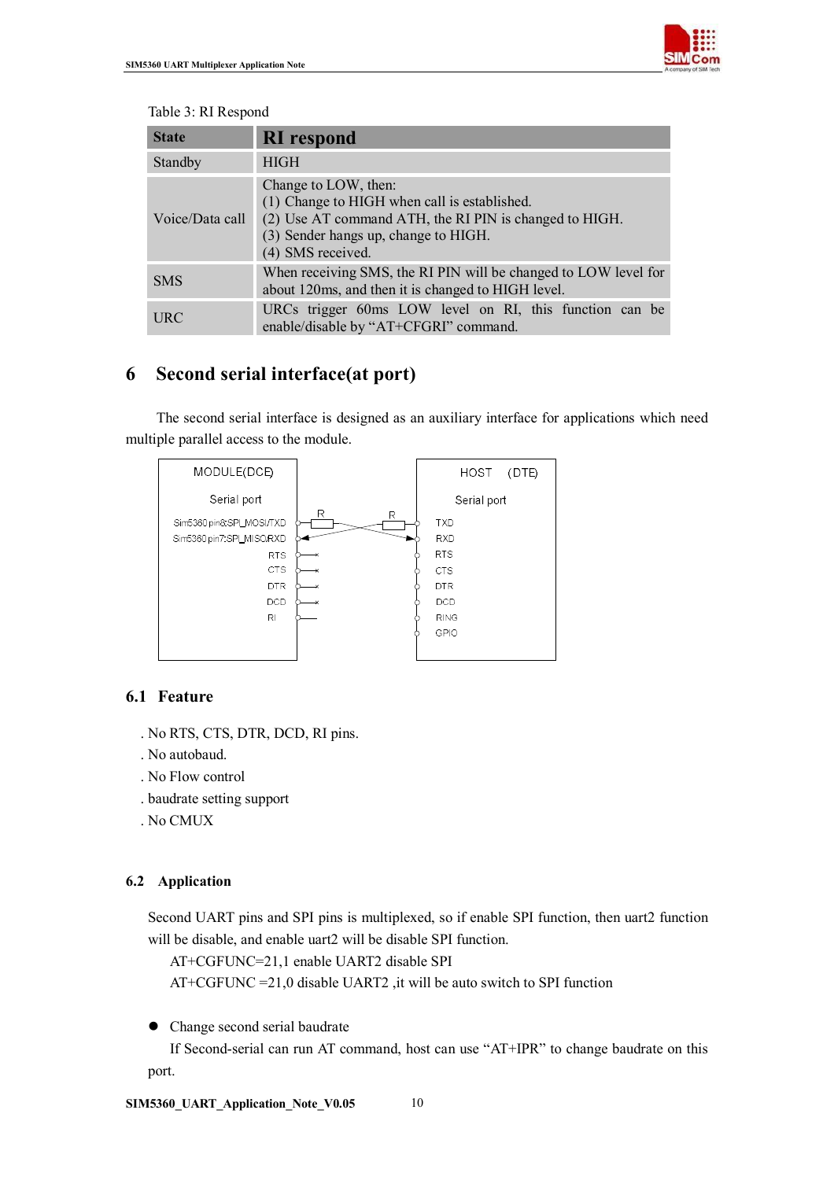Table 3: RI Respond

| State | RI respond |
|---|---|
| Standby | HIGH |
| Voice/Data call | Change to LOW, then:<br>(1) Change to HIGH when call is established.<br>(2) Use AT command ATH, the RI PIN is changed to HIGH.<br>(3) Sender hangs up, change to HIGH.<br>(4) SMS received. |
| SMS | When receiving SMS, the RI PIN will be changed to LOW level for about 120ms, and then it is changed to HIGH level. |
| URC | URCs trigger 60ms LOW level on RI, this function can be enable/disable by "AT+CFGRI" command. |

# 6 Second serial interface(at port)

The second serial interface is designed as an auxiliary interface for applications which need multiple parallel access to the module.

MODULE(DCE) Serial port: Sim5360 pin8:SPI_MOSI/TXD, Sim5360 pin7:SPI_MISO/RXD, RTS, CTS, DTR, DCD, RI

HOST (DTE) Serial port: TXD, RXD, RTS, CTS, DTR, DCD, RING, GPIO

## 6.1 Feature

. No RTS, CTS, DTR, DCD, RI pins.
. No autobaud.
. No Flow control
. baudrate setting support
. No CMUX

## 6.2 Application

Second UART pins and SPI pins is multiplexed, so if enable SPI function, then uart2 function will be disable, and enable uart2 will be disable SPI function.

AT+CGFUNC=21,1 enable UART2 disable SPI

AT+CGFUNC =21,0 disable UART2 ,it will be auto switch to SPI function

- Change second serial baudrate

If Second-serial can run AT command, host can use "AT+IPR" to change baudrate on this port.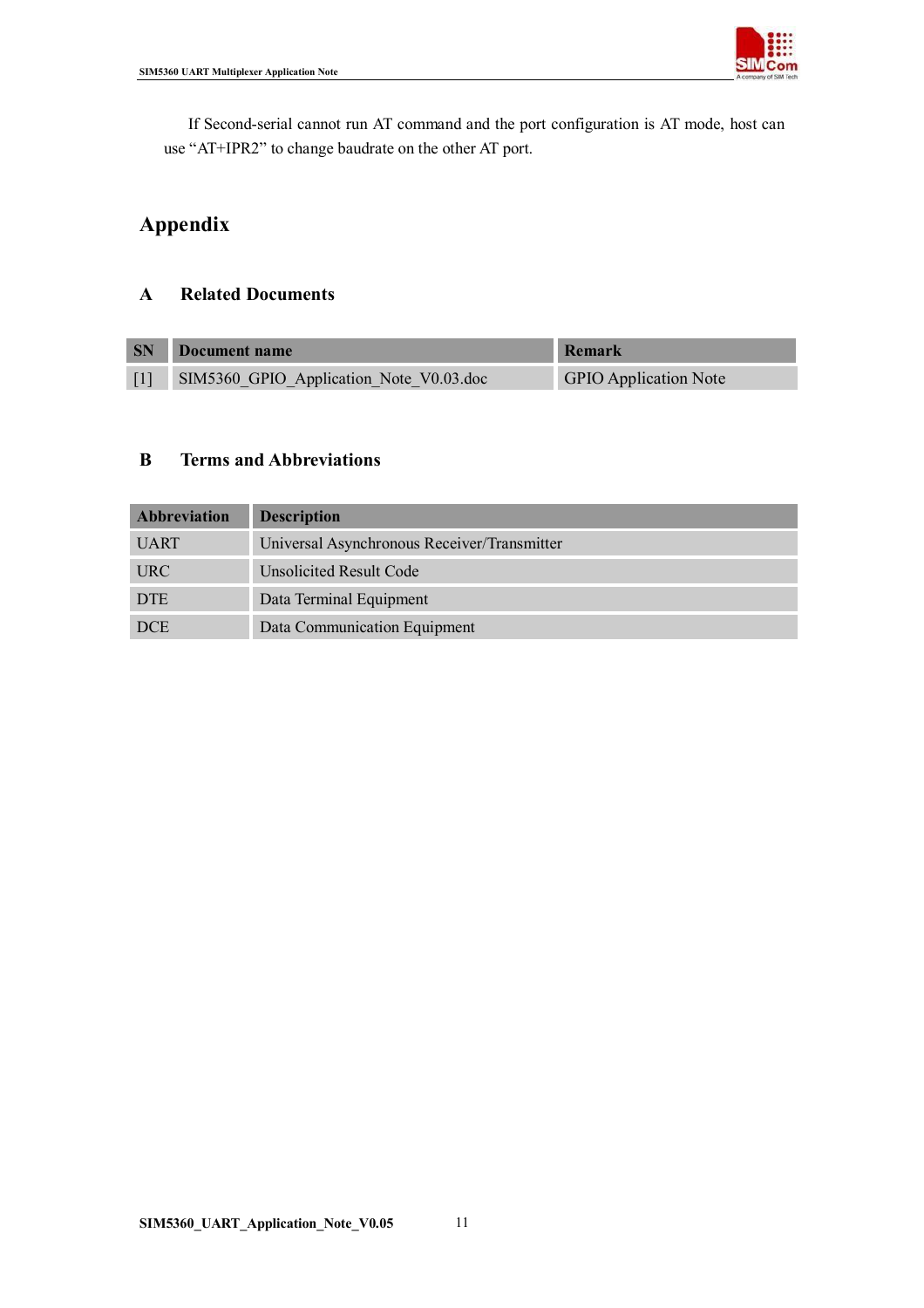If Second-serial cannot run AT command and the port configuration is AT mode, host can use "AT+IPR2" to change baudrate on the other AT port.

# Appendix

## A Related Documents

| SN | Document name | Remark |
| --- | --- | --- |
| [1] | SIM5360_GPIO_Application_Note_V0.03.doc | GPIO Application Note |

## B Terms and Abbreviations

| Abbreviation | Description |
| --- | --- |
| UART | Universal Asynchronous Receiver/Transmitter |
| URC | Unsolicited Result Code |
| DTE | Data Terminal Equipment |
| DCE | Data Communication Equipment |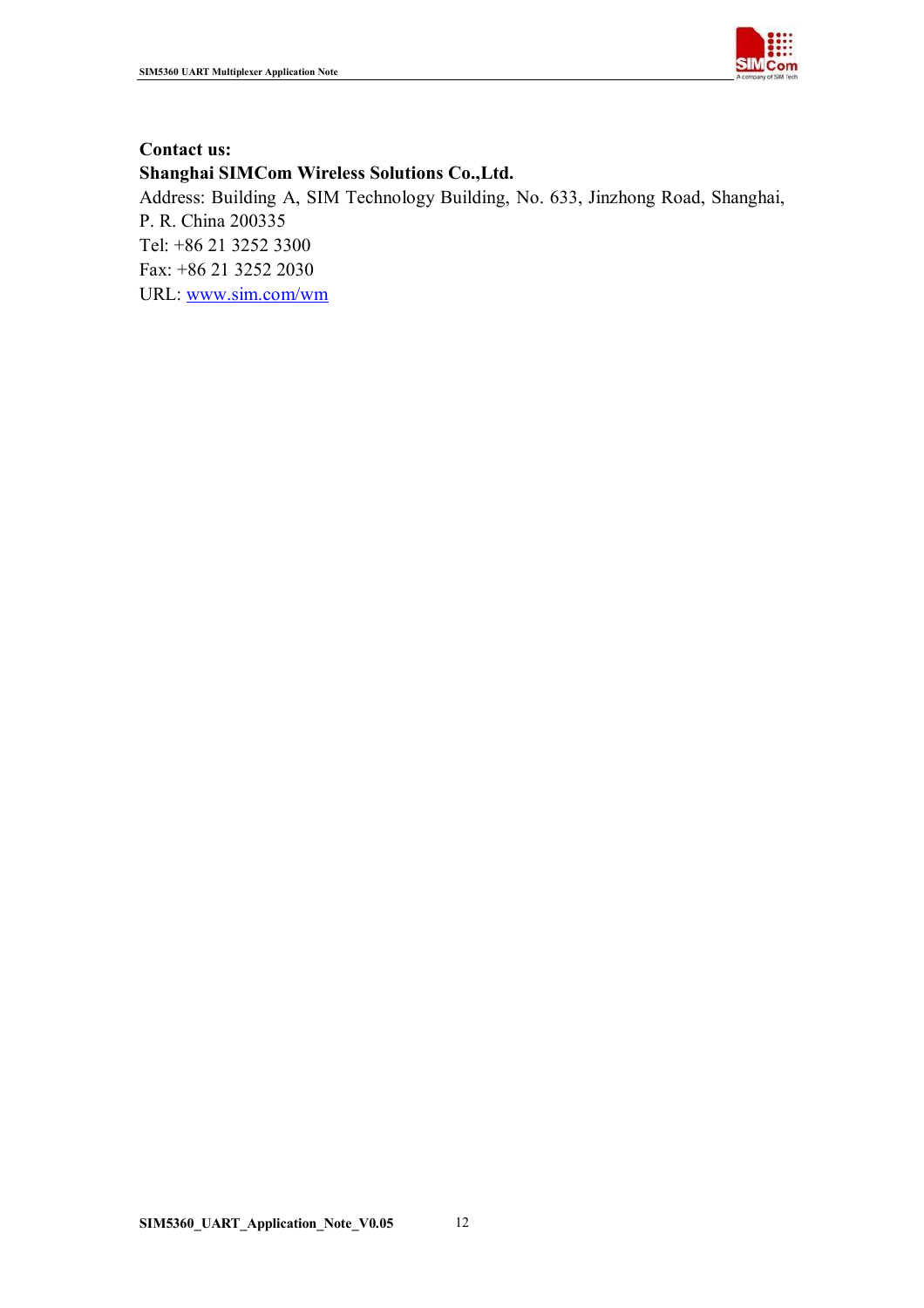**Contact us:**

**Shanghai SIMCom Wireless Solutions Co.,Ltd.**

Address: Building A, SIM Technology Building, No. 633, Jinzhong Road, Shanghai, P. R. China 200335

Tel: +86 21 3252 3300

Fax: +86 21 3252 2030

URL: www.sim.com/wm